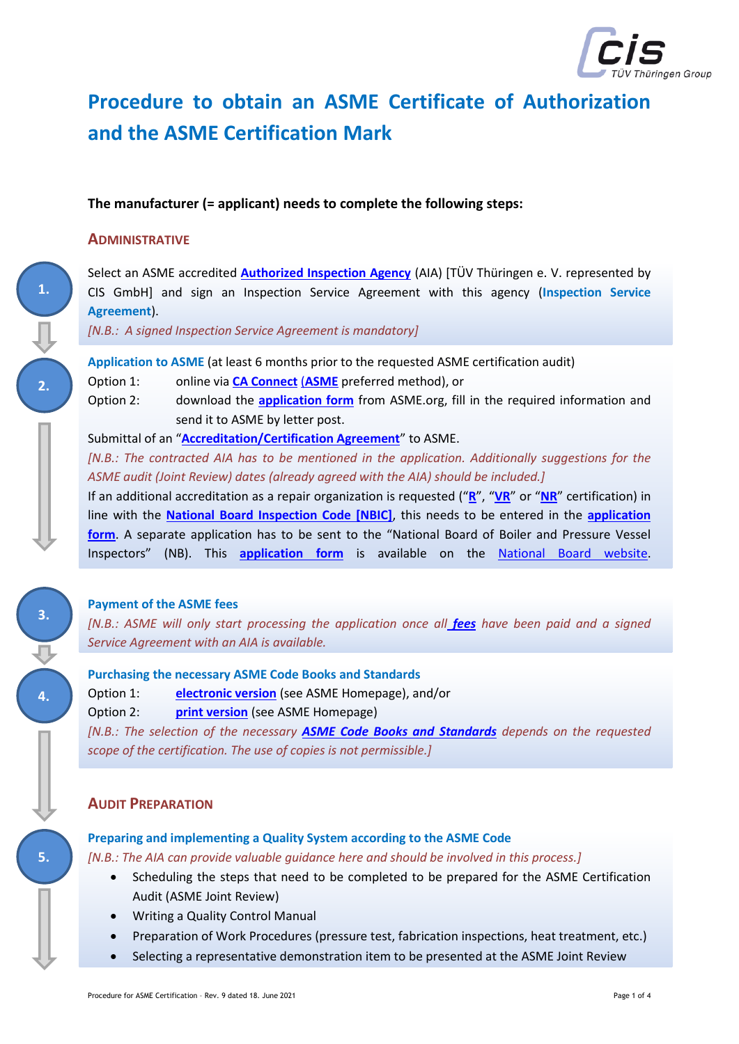# Procedure to obtain an ASME Certificate of Authorization and the ASME Certification Mark

**The manufacturer (= applicant) needs to complete the following steps:**

## ADMINISTRATIVE

**1.**

Select an ASME accredited **Authorized Inspection Agency** (AIA) [TÜV Thüringen e. V. represented by CIS GmbH] and sign an Inspection Service Agreement with this agency (**Inspection Service Agreement**).

*[N.B.: A signed Inspection Service Agreement is mandatory]*

**2.**

**Application to ASME** (at least 6 months prior to the requested ASME certification audit)

Option 1: online via **CA Connect** (**ASME** preferred method), or

Option 2: download the **application form** from ASME.org, fill in the required information and send it to ASME by letter post.

Submittal of an "**Accreditation/Certification Agreement**" to ASME.

*[N.B.: The contracted AIA has to be mentioned in the application. Additionally suggestions for the ASME audit (Joint Review) dates (already agreed with the AIA) should be included.]*

If an additional accreditation as a repair organization is requested ("**R**", "**VR**" or "**NR**" certification) in line with the **National Board Inspection Code [NBIC]**, this needs to be entered in the **application form**. A separate application has to be sent to the "National Board of Boiler and Pressure Vessel Inspectors" (NB). This **application form** is available on the National Board website.

**3.**

**Payment of the ASME fees**

*[N.B.: ASME will only start processing the application once all **fees** have been paid and a signed Service Agreement with an AIA is available.*

**4.**

**Purchasing the necessary ASME Code Books and Standards**

Option 1: **electronic version** (see ASME Homepage), and/or

Option 2: **print version** (see ASME Homepage)

*[N.B.: The selection of the necessary **ASME Code Books and Standards** depends on the requested scope of the certification. The use of copies is not permissible.]*

## AUDIT PREPARATION

**5.**

**Preparing and implementing a Quality System according to the ASME Code**

*[N.B.: The AIA can provide valuable guidance here and should be involved in this process.]*

- Scheduling the steps that need to be completed to be prepared for the ASME Certification Audit (ASME Joint Review)
- Writing a Quality Control Manual
- Preparation of Work Procedures (pressure test, fabrication inspections, heat treatment, etc.)
- Selecting a representative demonstration item to be presented at the ASME Joint Review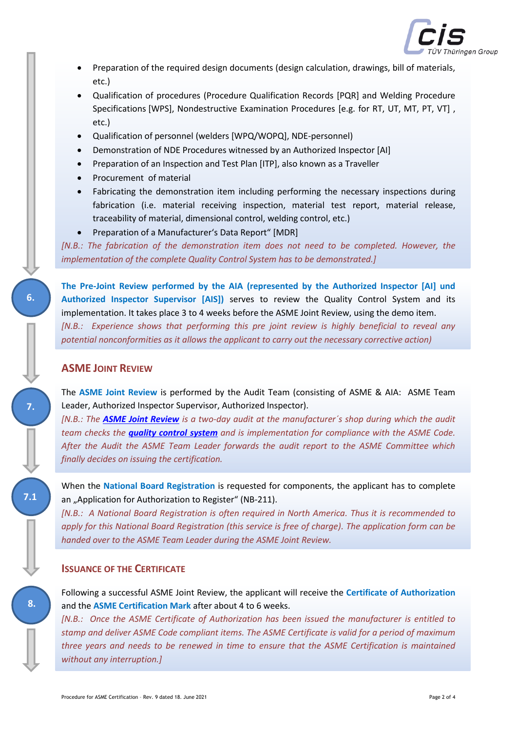- Preparation of the required design documents (design calculation, drawings, bill of materials, etc.)
- Qualification of procedures (Procedure Qualification Records [PQR] and Welding Procedure Specifications [WPS], Nondestructive Examination Procedures [e.g. for RT, UT, MT, PT, VT] , etc.)
- Qualification of personnel (welders [WPQ/WOPQ], NDE-personnel)
- Demonstration of NDE Procedures witnessed by an Authorized Inspector [AI]
- Preparation of an Inspection and Test Plan [ITP], also known as a Traveller
- Procurement of material
- Fabricating the demonstration item including performing the necessary inspections during fabrication (i.e. material receiving inspection, material test report, material release, traceability of material, dimensional control, welding control, etc.)
- Preparation of a Manufacturer's Data Report" [MDR]

*[N.B.: The fabrication of the demonstration item does not need to be completed. However, the implementation of the complete Quality Control System has to be demonstrated.]*

**6.**

**The Pre-Joint Review performed by the AIA (represented by the Authorized Inspector [AI] und Authorized Inspector Supervisor [AIS])** serves to review the Quality Control System and its implementation. It takes place 3 to 4 weeks before the ASME Joint Review, using the demo item.
*[N.B.: Experience shows that performing this pre joint review is highly beneficial to reveal any potential nonconformities as it allows the applicant to carry out the necessary corrective action)*

## ASME Joint Review

**7.**

The **ASME Joint Review** is performed by the Audit Team (consisting of ASME & AIA: ASME Team Leader, Authorized Inspector Supervisor, Authorized Inspector).
*[N.B.: The **ASME Joint Review** is a two-day audit at the manufacturer´s shop during which the audit team checks the **quality control system** and is implementation for compliance with the ASME Code. After the Audit the ASME Team Leader forwards the audit report to the ASME Committee which finally decides on issuing the certification.*

**7.1**

When the **National Board Registration** is requested for components, the applicant has to complete an „Application for Authorization to Register" (NB-211).
*[N.B.: A National Board Registration is often required in North America. Thus it is recommended to apply for this National Board Registration (this service is free of charge). The application form can be handed over to the ASME Team Leader during the ASME Joint Review.*

## Issuance of the Certificate

**8.**

Following a successful ASME Joint Review, the applicant will receive the **Certificate of Authorization** and the **ASME Certification Mark** after about 4 to 6 weeks.
*[N.B.: Once the ASME Certificate of Authorization has been issued the manufacturer is entitled to stamp and deliver ASME Code compliant items. The ASME Certificate is valid for a period of maximum three years and needs to be renewed in time to ensure that the ASME Certification is maintained without any interruption.]*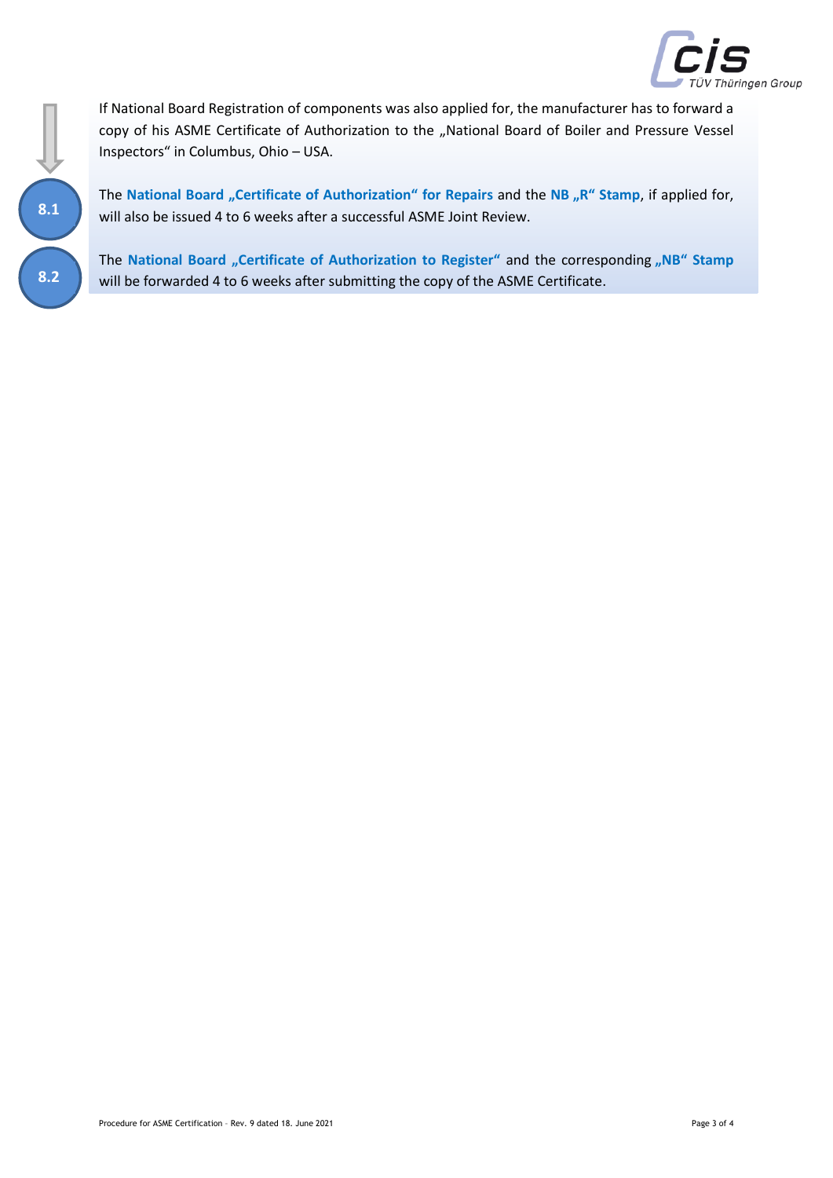If National Board Registration of components was also applied for, the manufacturer has to forward a copy of his ASME Certificate of Authorization to the „National Board of Boiler and Pressure Vessel Inspectors“ in Columbus, Ohio – USA.

**8.1**

The **National Board „Certificate of Authorization“ for Repairs** and the **NB „R“ Stamp**, if applied for, will also be issued 4 to 6 weeks after a successful ASME Joint Review.

**8.2**

The **National Board „Certificate of Authorization to Register“** and the corresponding **„NB“ Stamp** will be forwarded 4 to 6 weeks after submitting the copy of the ASME Certificate.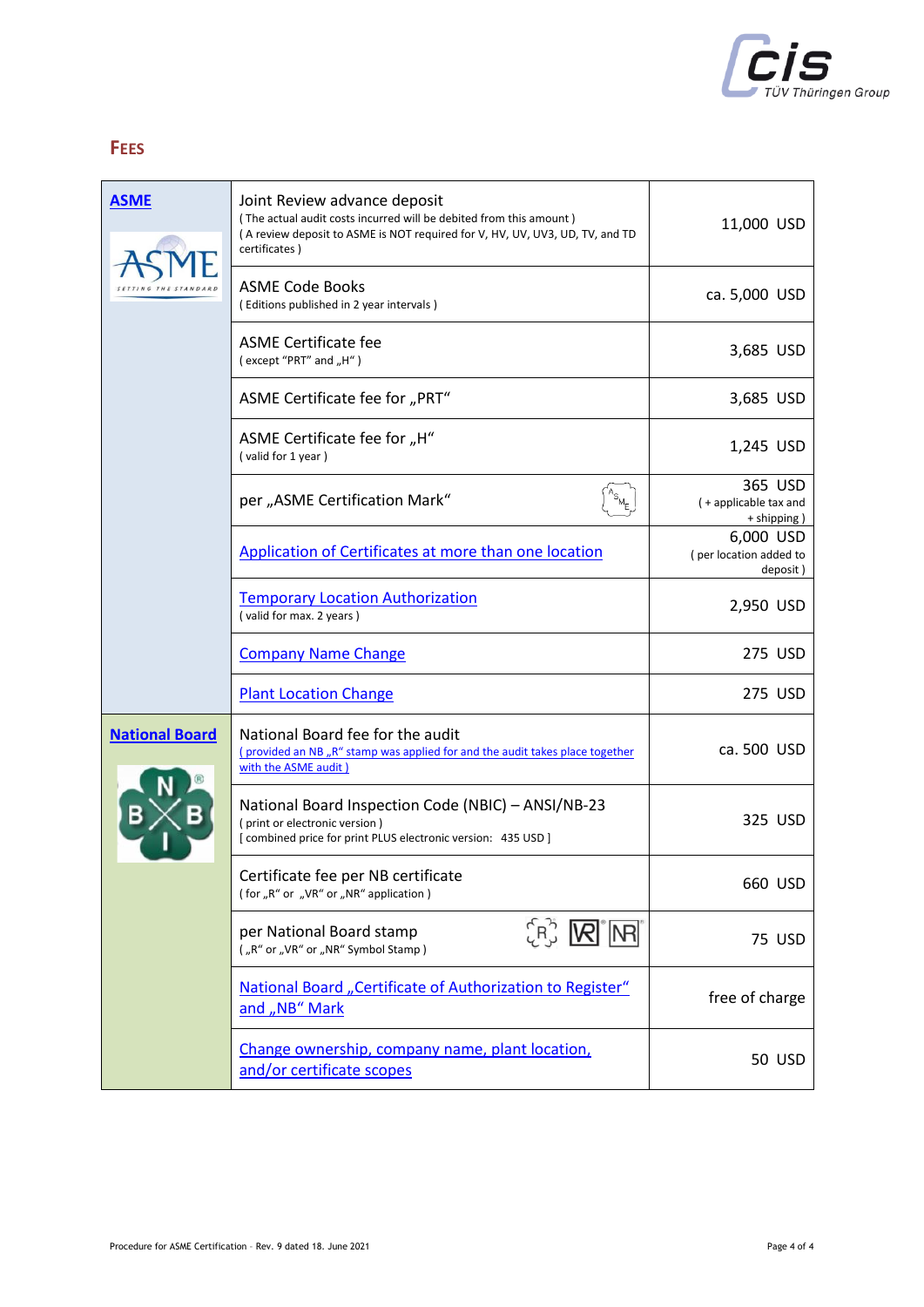## FEES

| | | |
|---|---|---|
| ASME | Joint Review advance deposit<br>( The actual audit costs incurred will be debited from this amount )<br>( A review deposit to ASME is NOT required for V, HV, UV, UV3, UD, TV, and TD certificates ) | 11,000 USD |
| | ASME Code Books<br>( Editions published in 2 year intervals ) | ca. 5,000 USD |
| | ASME Certificate fee<br>( except "PRT" and „H" ) | 3,685 USD |
| | ASME Certificate fee for „PRT" | 3,685 USD |
| | ASME Certificate fee for „H"<br>( valid for 1 year ) | 1,245 USD |
| | per „ASME Certification Mark" | 365 USD<br>( + applicable tax and + shipping ) |
| | Application of Certificates at more than one location | 6,000 USD<br>( per location added to deposit ) |
| | Temporary Location Authorization<br>( valid for max. 2 years ) | 2,950 USD |
| | Company Name Change | 275 USD |
| | Plant Location Change | 275 USD |
| National Board | National Board fee for the audit<br>( provided an NB „R" stamp was applied for and the audit takes place together with the ASME audit ) | ca. 500 USD |
| | National Board Inspection Code (NBIC) – ANSI/NB-23<br>( print or electronic version )<br>[ combined price for print PLUS electronic version: 435 USD ] | 325 USD |
| | Certificate fee per NB certificate<br>( for „R" or „VR" or „NR" application ) | 660 USD |
| | per National Board stamp<br>( „R" or „VR" or „NR" Symbol Stamp ) | 75 USD |
| | National Board „Certificate of Authorization to Register" and „NB" Mark | free of charge |
| | Change ownership, company name, plant location, and/or certificate scopes | 50 USD |